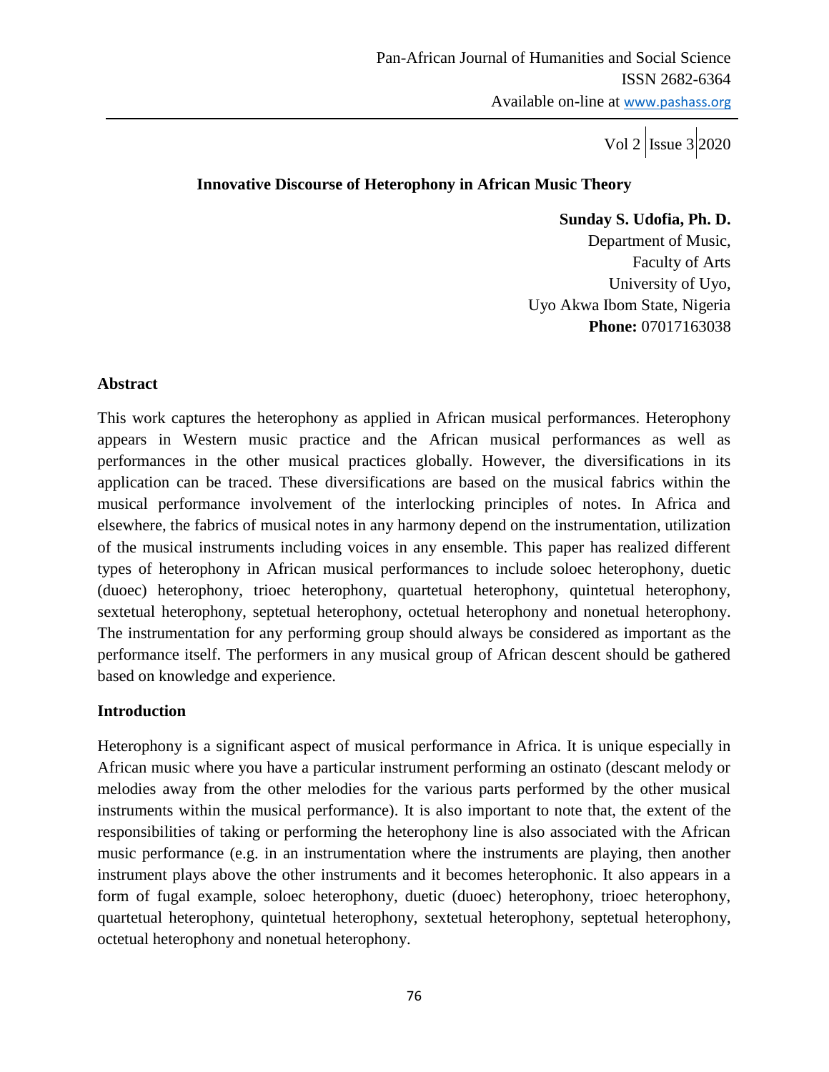# Innovative Discourse of Heterophony in African Music Theory

**Sunday S. Udofia, Ph. D.**
Department of Music,
Faculty of Arts
University of Uyo,
Uyo Akwa Ibom State, Nigeria
**Phone:** 07017163038

## Abstract

This work captures the heterophony as applied in African musical performances. Heterophony appears in Western music practice and the African musical performances as well as performances in the other musical practices globally. However, the diversifications in its application can be traced. These diversifications are based on the musical fabrics within the musical performance involvement of the interlocking principles of notes. In Africa and elsewhere, the fabrics of musical notes in any harmony depend on the instrumentation, utilization of the musical instruments including voices in any ensemble. This paper has realized different types of heterophony in African musical performances to include soloec heterophony, duetic (duoec) heterophony, trioec heterophony, quartetual heterophony, quintetual heterophony, sextetual heterophony, septetual heterophony, octetual heterophony and nonetual heterophony. The instrumentation for any performing group should always be considered as important as the performance itself. The performers in any musical group of African descent should be gathered based on knowledge and experience.

## Introduction

Heterophony is a significant aspect of musical performance in Africa. It is unique especially in African music where you have a particular instrument performing an ostinato (descant melody or melodies away from the other melodies for the various parts performed by the other musical instruments within the musical performance). It is also important to note that, the extent of the responsibilities of taking or performing the heterophony line is also associated with the African music performance (e.g. in an instrumentation where the instruments are playing, then another instrument plays above the other instruments and it becomes heterophonic. It also appears in a form of fugal example, soloec heterophony, duetic (duoec) heterophony, trioec heterophony, quartetual heterophony, quintetual heterophony, sextetual heterophony, septetual heterophony, octetual heterophony and nonetual heterophony.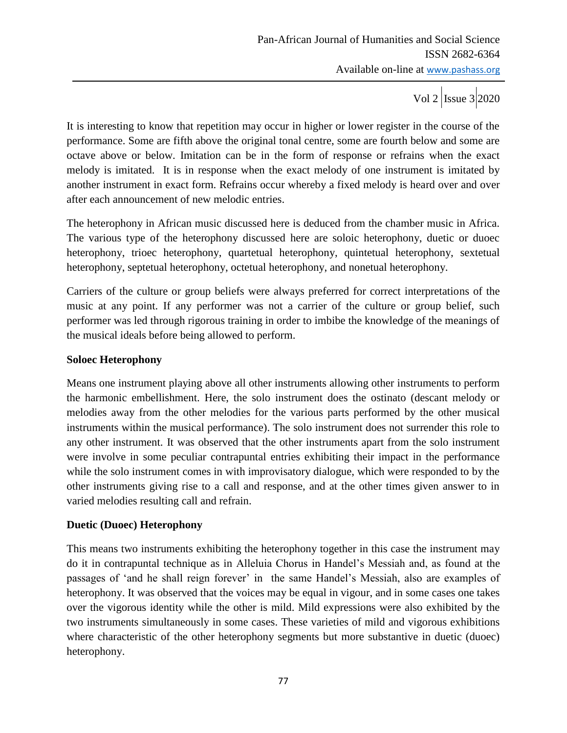It is interesting to know that repetition may occur in higher or lower register in the course of the performance. Some are fifth above the original tonal centre, some are fourth below and some are octave above or below. Imitation can be in the form of response or refrains when the exact melody is imitated. It is in response when the exact melody of one instrument is imitated by another instrument in exact form. Refrains occur whereby a fixed melody is heard over and over after each announcement of new melodic entries.

The heterophony in African music discussed here is deduced from the chamber music in Africa. The various type of the heterophony discussed here are soloic heterophony, duetic or duoec heterophony, trioec heterophony, quartetual heterophony, quintetual heterophony, sextetual heterophony, septetual heterophony, octetual heterophony, and nonetual heterophony.

Carriers of the culture or group beliefs were always preferred for correct interpretations of the music at any point. If any performer was not a carrier of the culture or group belief, such performer was led through rigorous training in order to imbibe the knowledge of the meanings of the musical ideals before being allowed to perform.

### Soloec Heterophony

Means one instrument playing above all other instruments allowing other instruments to perform the harmonic embellishment. Here, the solo instrument does the ostinato (descant melody or melodies away from the other melodies for the various parts performed by the other musical instruments within the musical performance). The solo instrument does not surrender this role to any other instrument. It was observed that the other instruments apart from the solo instrument were involve in some peculiar contrapuntal entries exhibiting their impact in the performance while the solo instrument comes in with improvisatory dialogue, which were responded to by the other instruments giving rise to a call and response, and at the other times given answer to in varied melodies resulting call and refrain.

### Duetic (Duoec) Heterophony

This means two instruments exhibiting the heterophony together in this case the instrument may do it in contrapuntal technique as in Alleluia Chorus in Handel's Messiah and, as found at the passages of 'and he shall reign forever' in the same Handel's Messiah, also are examples of heterophony. It was observed that the voices may be equal in vigour, and in some cases one takes over the vigorous identity while the other is mild. Mild expressions were also exhibited by the two instruments simultaneously in some cases. These varieties of mild and vigorous exhibitions where characteristic of the other heterophony segments but more substantive in duetic (duoec) heterophony.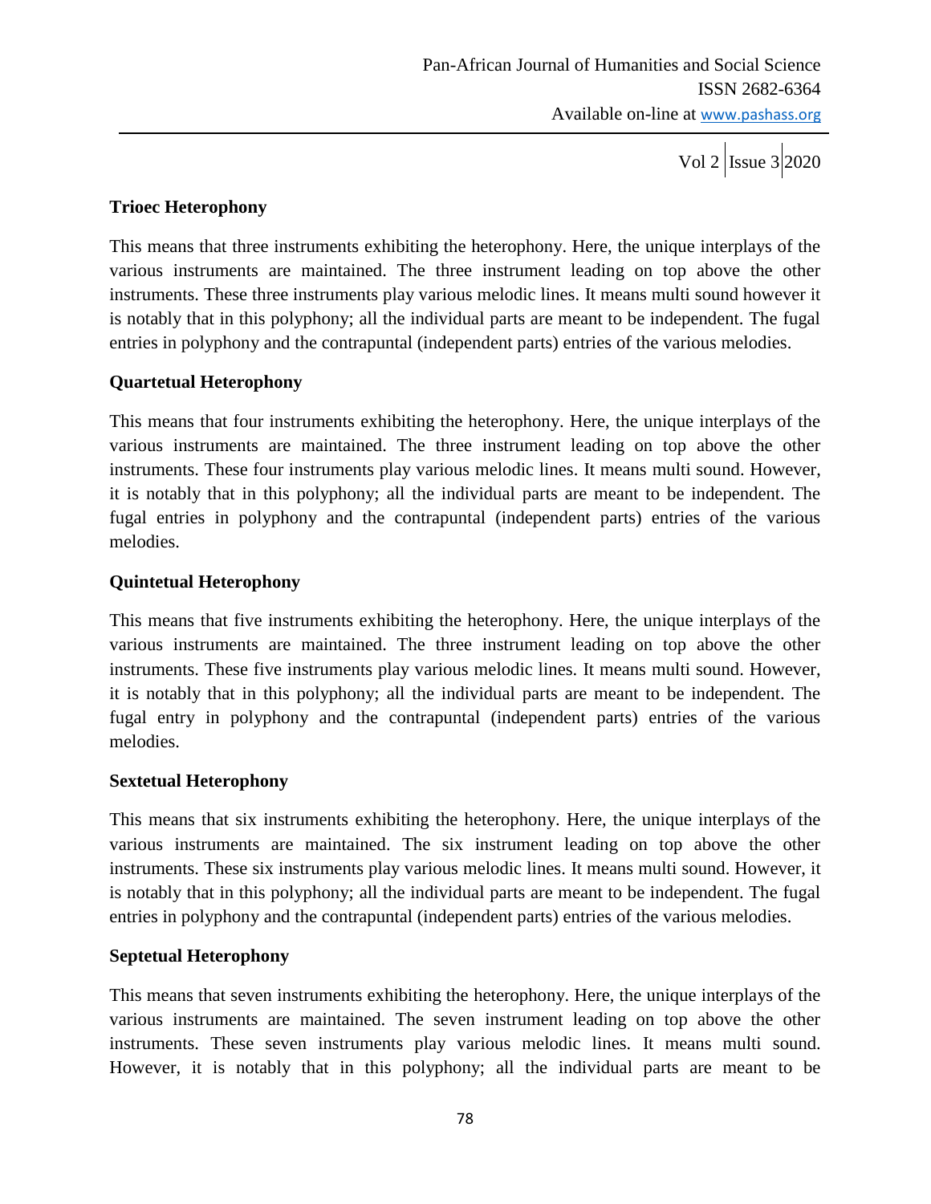### Trioec Heterophony

This means that three instruments exhibiting the heterophony. Here, the unique interplays of the various instruments are maintained. The three instrument leading on top above the other instruments. These three instruments play various melodic lines. It means multi sound however it is notably that in this polyphony; all the individual parts are meant to be independent. The fugal entries in polyphony and the contrapuntal (independent parts) entries of the various melodies.

### Quartetual Heterophony

This means that four instruments exhibiting the heterophony. Here, the unique interplays of the various instruments are maintained. The three instrument leading on top above the other instruments. These four instruments play various melodic lines. It means multi sound. However, it is notably that in this polyphony; all the individual parts are meant to be independent. The fugal entries in polyphony and the contrapuntal (independent parts) entries of the various melodies.

### Quintetual Heterophony

This means that five instruments exhibiting the heterophony. Here, the unique interplays of the various instruments are maintained. The three instrument leading on top above the other instruments. These five instruments play various melodic lines. It means multi sound. However, it is notably that in this polyphony; all the individual parts are meant to be independent. The fugal entry in polyphony and the contrapuntal (independent parts) entries of the various melodies.

### Sextetual Heterophony

This means that six instruments exhibiting the heterophony. Here, the unique interplays of the various instruments are maintained. The six instrument leading on top above the other instruments. These six instruments play various melodic lines. It means multi sound. However, it is notably that in this polyphony; all the individual parts are meant to be independent. The fugal entries in polyphony and the contrapuntal (independent parts) entries of the various melodies.

### Septetual Heterophony

This means that seven instruments exhibiting the heterophony. Here, the unique interplays of the various instruments are maintained. The seven instrument leading on top above the other instruments. These seven instruments play various melodic lines. It means multi sound. However, it is notably that in this polyphony; all the individual parts are meant to be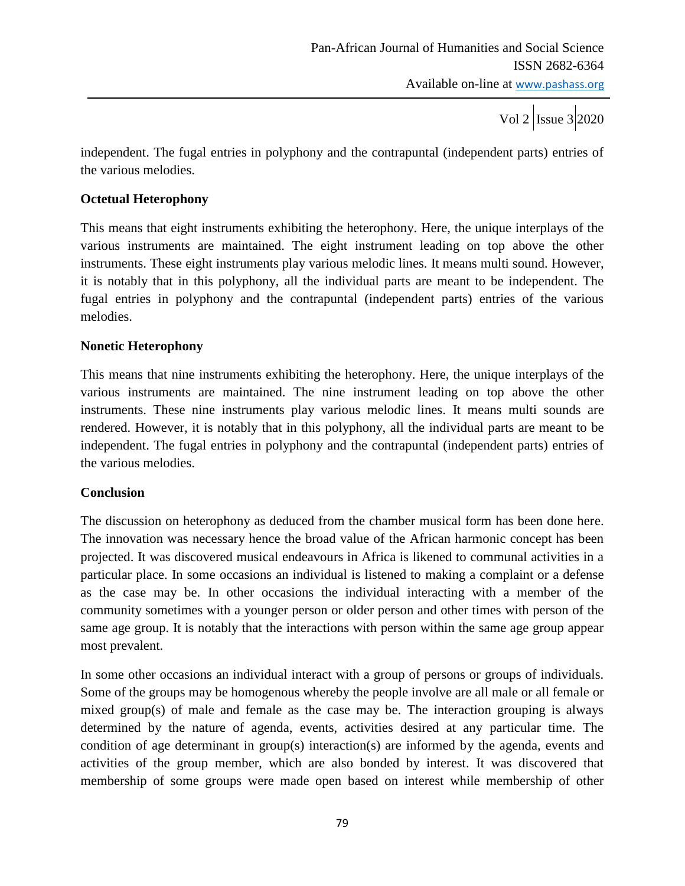independent. The fugal entries in polyphony and the contrapuntal (independent parts) entries of the various melodies.

**Octetual Heterophony**

This means that eight instruments exhibiting the heterophony. Here, the unique interplays of the various instruments are maintained. The eight instrument leading on top above the other instruments. These eight instruments play various melodic lines. It means multi sound. However, it is notably that in this polyphony, all the individual parts are meant to be independent. The fugal entries in polyphony and the contrapuntal (independent parts) entries of the various melodies.

**Nonetic Heterophony**

This means that nine instruments exhibiting the heterophony. Here, the unique interplays of the various instruments are maintained. The nine instrument leading on top above the other instruments. These nine instruments play various melodic lines. It means multi sounds are rendered. However, it is notably that in this polyphony, all the individual parts are meant to be independent. The fugal entries in polyphony and the contrapuntal (independent parts) entries of the various melodies.

**Conclusion**

The discussion on heterophony as deduced from the chamber musical form has been done here. The innovation was necessary hence the broad value of the African harmonic concept has been projected. It was discovered musical endeavours in Africa is likened to communal activities in a particular place. In some occasions an individual is listened to making a complaint or a defense as the case may be. In other occasions the individual interacting with a member of the community sometimes with a younger person or older person and other times with person of the same age group. It is notably that the interactions with person within the same age group appear most prevalent.

In some other occasions an individual interact with a group of persons or groups of individuals. Some of the groups may be homogenous whereby the people involve are all male or all female or mixed group(s) of male and female as the case may be. The interaction grouping is always determined by the nature of agenda, events, activities desired at any particular time. The condition of age determinant in group(s) interaction(s) are informed by the agenda, events and activities of the group member, which are also bonded by interest. It was discovered that membership of some groups were made open based on interest while membership of other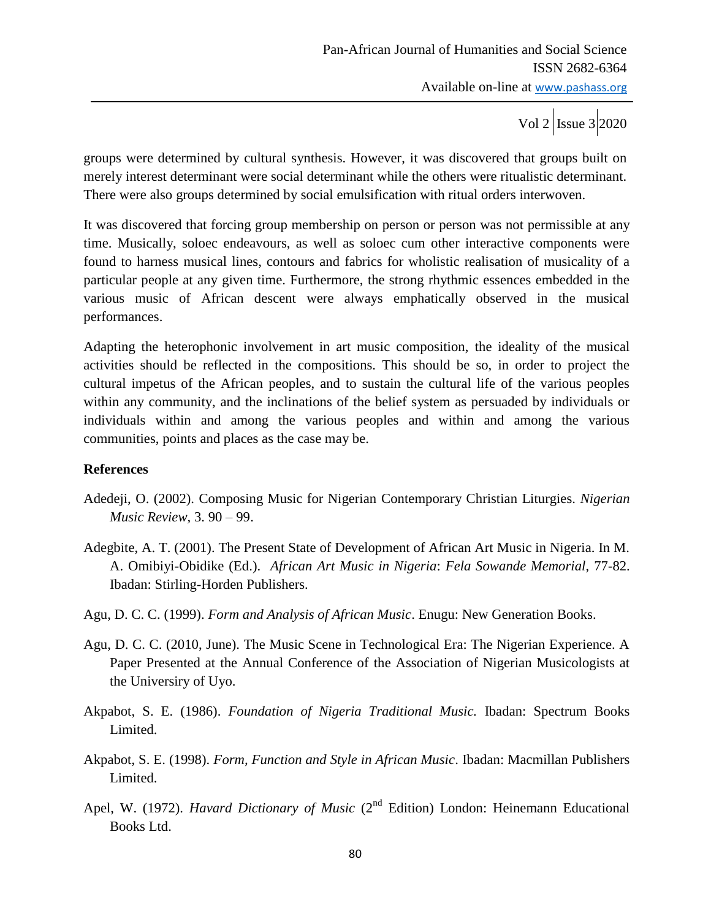groups were determined by cultural synthesis. However, it was discovered that groups built on merely interest determinant were social determinant while the others were ritualistic determinant. There were also groups determined by social emulsification with ritual orders interwoven.

It was discovered that forcing group membership on person or person was not permissible at any time. Musically, soloec endeavours, as well as soloec cum other interactive components were found to harness musical lines, contours and fabrics for wholistic realisation of musicality of a particular people at any given time. Furthermore, the strong rhythmic essences embedded in the various music of African descent were always emphatically observed in the musical performances.

Adapting the heterophonic involvement in art music composition, the ideality of the musical activities should be reflected in the compositions. This should be so, in order to project the cultural impetus of the African peoples, and to sustain the cultural life of the various peoples within any community, and the inclinations of the belief system as persuaded by individuals or individuals within and among the various peoples and within and among the various communities, points and places as the case may be.

**References**

Adedeji, O. (2002). Composing Music for Nigerian Contemporary Christian Liturgies. *Nigerian Music Review,* 3. 90 – 99.

Adegbite, A. T. (2001). The Present State of Development of African Art Music in Nigeria. In M. A. Omibiyi-Obidike (Ed.). *African Art Music in Nigeria*: *Fela Sowande Memorial*, 77-82. Ibadan: Stirling-Horden Publishers.

Agu, D. C. C. (1999). *Form and Analysis of African Music*. Enugu: New Generation Books.

Agu, D. C. C. (2010, June). The Music Scene in Technological Era: The Nigerian Experience. A Paper Presented at the Annual Conference of the Association of Nigerian Musicologists at the University of Uyo.

Akpabot, S. E. (1986). *Foundation of Nigeria Traditional Music.* Ibadan: Spectrum Books Limited.

Akpabot, S. E. (1998). *Form, Function and Style in African Music*. Ibadan: Macmillan Publishers Limited.

Apel, W. (1972). *Havard Dictionary of Music* (2nd Edition) London: Heinemann Educational Books Ltd.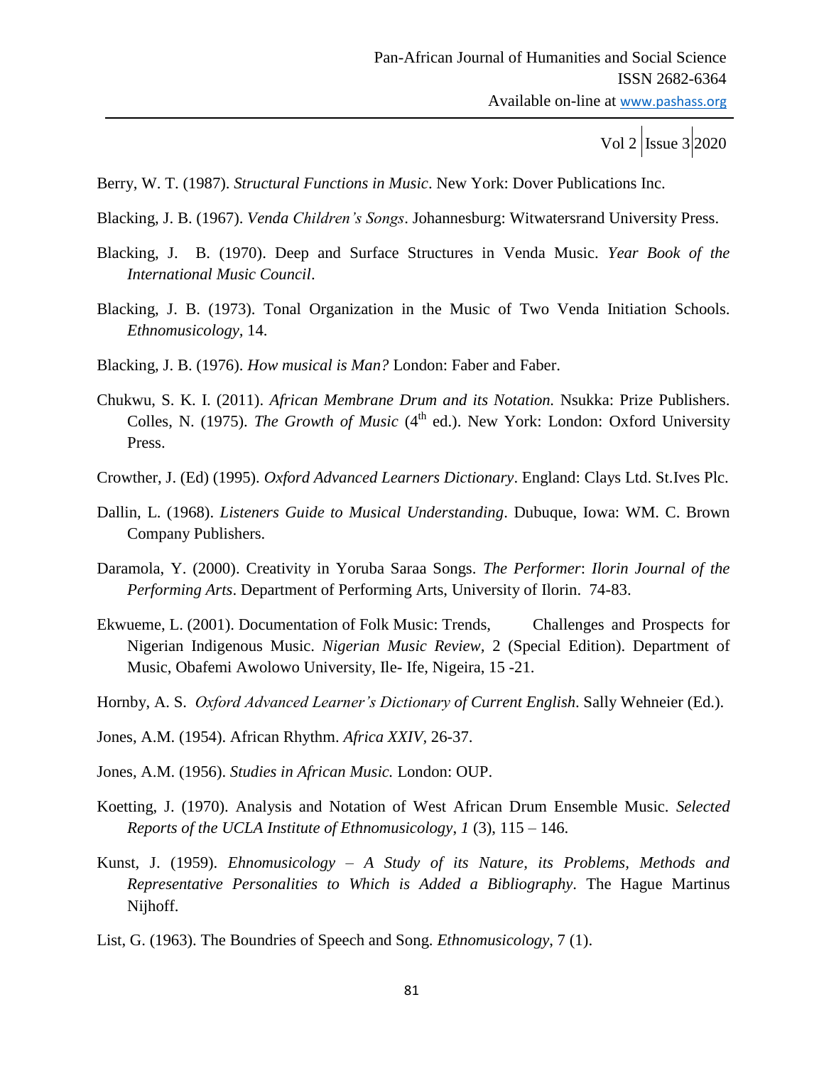Berry, W. T. (1987). *Structural Functions in Music*. New York: Dover Publications Inc.

Blacking, J. B. (1967). *Venda Children's Songs*. Johannesburg: Witwatersrand University Press.

Blacking, J. B. (1970). Deep and Surface Structures in Venda Music. *Year Book of the International Music Council*.

Blacking, J. B. (1973). Tonal Organization in the Music of Two Venda Initiation Schools. *Ethnomusicology,* 14.

Blacking, J. B. (1976). *How musical is Man?* London: Faber and Faber.

Chukwu, S. K. I. (2011). *African Membrane Drum and its Notation.* Nsukka: Prize Publishers. Colles, N. (1975). *The Growth of Music* (4th ed.). New York: London: Oxford University Press.

Crowther, J. (Ed) (1995). *Oxford Advanced Learners Dictionary*. England: Clays Ltd. St.Ives Plc.

Dallin, L. (1968). *Listeners Guide to Musical Understanding*. Dubuque, Iowa: WM. C. Brown Company Publishers.

Daramola, Y. (2000). Creativity in Yoruba Saraa Songs. *The Performer*: *Ilorin Journal of the Performing Arts*. Department of Performing Arts, University of Ilorin. 74-83.

Ekwueme, L. (2001). Documentation of Folk Music: Trends, Challenges and Prospects for Nigerian Indigenous Music. *Nigerian Music Review,* 2 (Special Edition). Department of Music, Obafemi Awolowo University, Ile- Ife, Nigeira, 15 -21.

Hornby, A. S. *Oxford Advanced Learner's Dictionary of Current English*. Sally Wehneier (Ed.).

Jones, A.M. (1954). African Rhythm. *Africa XXIV,* 26-37.

Jones, A.M. (1956). *Studies in African Music.* London: OUP.

Koetting, J. (1970). Analysis and Notation of West African Drum Ensemble Music. *Selected Reports of the UCLA Institute of Ethnomusicology, 1* (3), 115 – 146.

Kunst, J. (1959). *Ehnomusicology – A Study of its Nature, its Problems, Methods and Representative Personalities to Which is Added a Bibliography*. The Hague Martinus Nijhoff.

List, G. (1963). The Boundries of Speech and Song. *Ethnomusicology,* 7 (1).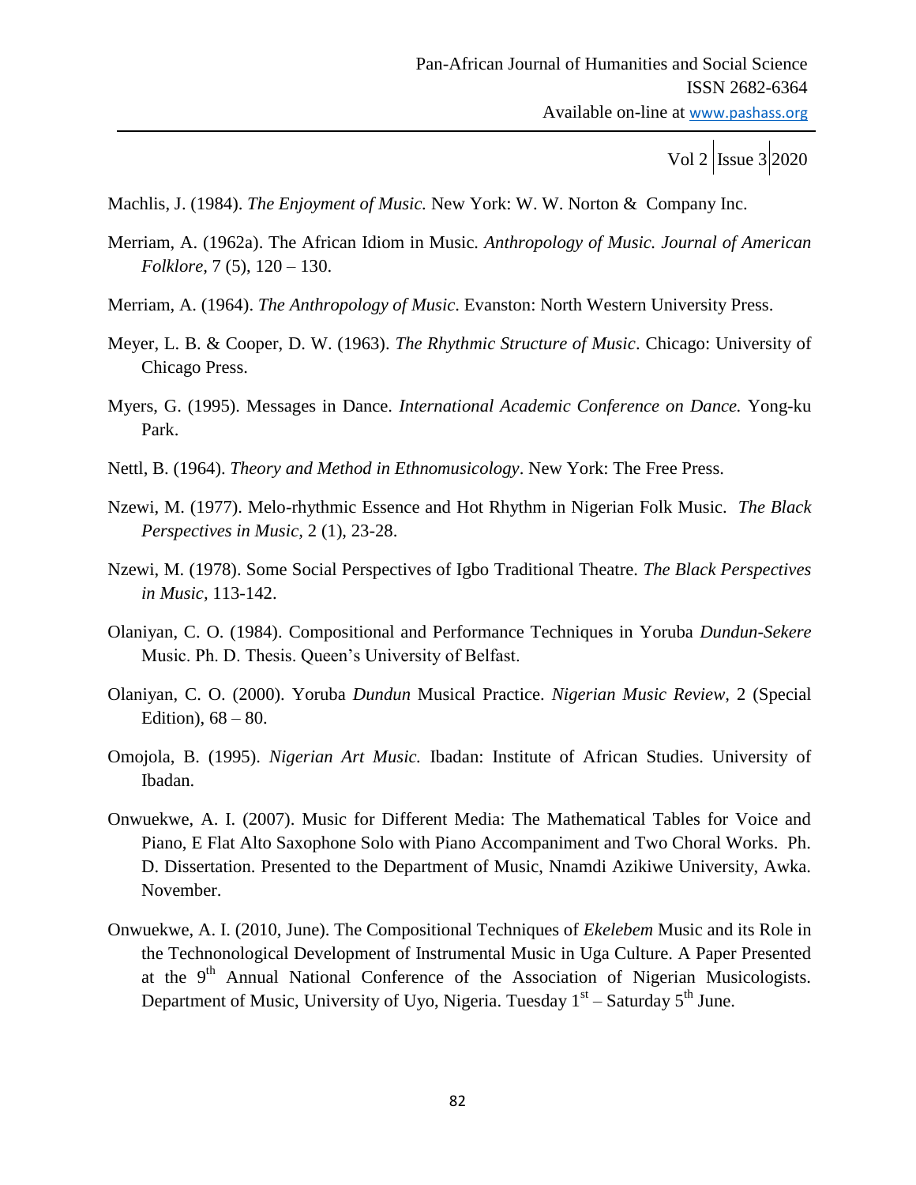Machlis, J. (1984). *The Enjoyment of Music.* New York: W. W. Norton & Company Inc.

Merriam, A. (1962a). The African Idiom in Music. *Anthropology of Music. Journal of American Folklore,* 7 (5), 120 – 130.

Merriam, A. (1964). *The Anthropology of Music.* Evanston: North Western University Press.

Meyer, L. B. & Cooper, D. W. (1963). *The Rhythmic Structure of Music*. Chicago: University of Chicago Press.

Myers, G. (1995). Messages in Dance. *International Academic Conference on Dance.* Yong-ku Park.

Nettl, B. (1964). *Theory and Method in Ethnomusicology*. New York: The Free Press.

Nzewi, M. (1977). Melo-rhythmic Essence and Hot Rhythm in Nigerian Folk Music. *The Black Perspectives in Music,* 2 (1), 23-28.

Nzewi, M. (1978). Some Social Perspectives of Igbo Traditional Theatre. *The Black Perspectives in Music,* 113-142.

Olaniyan, C. O. (1984). Compositional and Performance Techniques in Yoruba *Dundun-Sekere* Music. Ph. D. Thesis. Queen's University of Belfast.

Olaniyan, C. O. (2000). Yoruba *Dundun* Musical Practice. *Nigerian Music Review,* 2 (Special Edition), 68 – 80.

Omojola, B. (1995). *Nigerian Art Music.* Ibadan: Institute of African Studies. University of Ibadan.

Onwuekwe, A. I. (2007). Music for Different Media: The Mathematical Tables for Voice and Piano, E Flat Alto Saxophone Solo with Piano Accompaniment and Two Choral Works. Ph. D. Dissertation. Presented to the Department of Music, Nnamdi Azikiwe University, Awka. November.

Onwuekwe, A. I. (2010, June). The Compositional Techniques of *Ekelebem* Music and its Role in the Technonological Development of Instrumental Music in Uga Culture. A Paper Presented at the 9th Annual National Conference of the Association of Nigerian Musicologists. Department of Music, University of Uyo, Nigeria. Tuesday 1st – Saturday 5th June.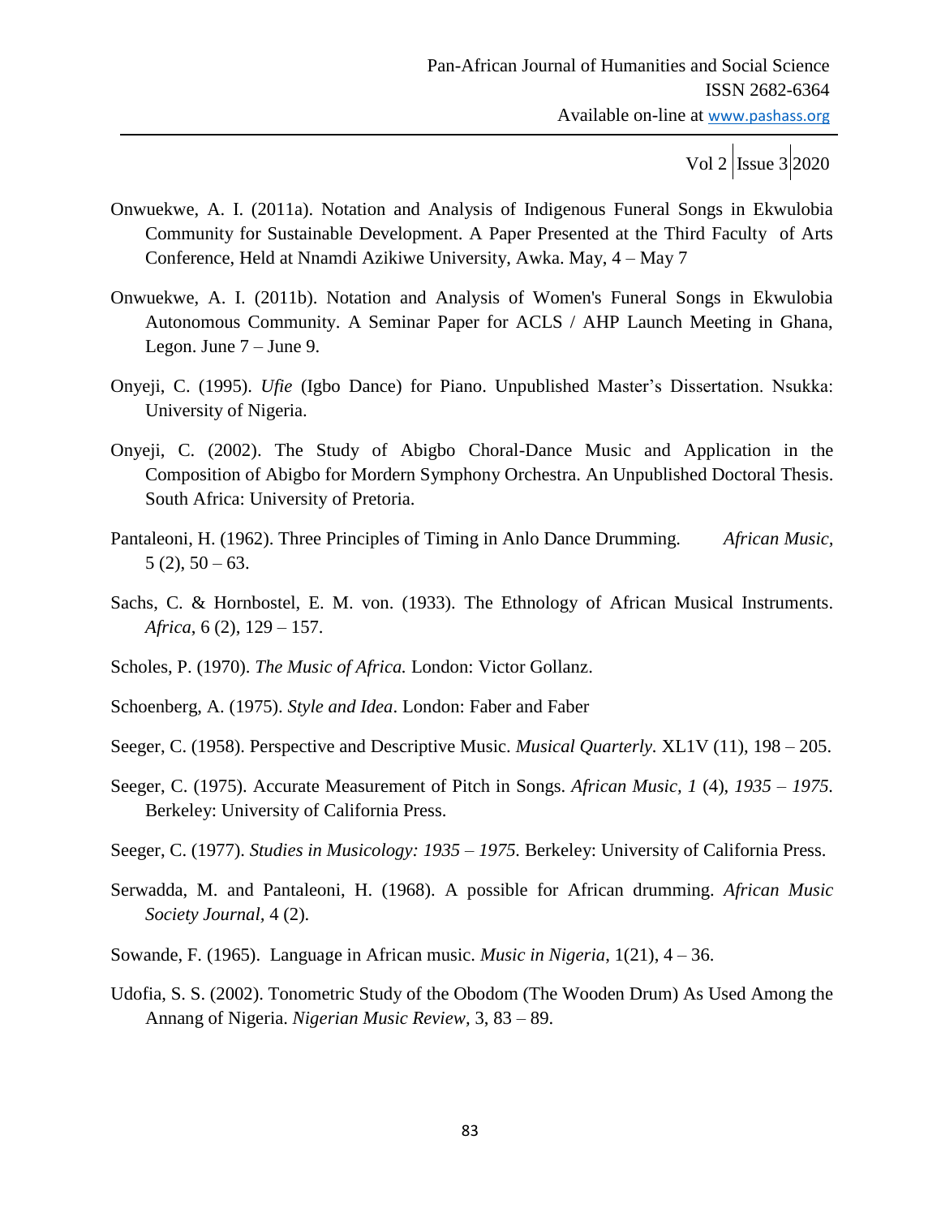Onwuekwe, A. I. (2011a). Notation and Analysis of Indigenous Funeral Songs in Ekwulobia Community for Sustainable Development. A Paper Presented at the Third Faculty of Arts Conference, Held at Nnamdi Azikiwe University, Awka. May, 4 – May 7

Onwuekwe, A. I. (2011b). Notation and Analysis of Women's Funeral Songs in Ekwulobia Autonomous Community. A Seminar Paper for ACLS / AHP Launch Meeting in Ghana, Legon. June 7 – June 9.

Onyeji, C. (1995). *Ufie* (Igbo Dance) for Piano. Unpublished Master's Dissertation. Nsukka: University of Nigeria.

Onyeji, C. (2002). The Study of Abigbo Choral-Dance Music and Application in the Composition of Abigbo for Mordern Symphony Orchestra. An Unpublished Doctoral Thesis. South Africa: University of Pretoria.

Pantaleoni, H. (1962). Three Principles of Timing in Anlo Dance Drumming. *African Music,* 5 (2), 50 – 63.

Sachs, C. & Hornbostel, E. M. von. (1933). The Ethnology of African Musical Instruments. *Africa*, 6 (2), 129 – 157.

Scholes, P. (1970). *The Music of Africa.* London: Victor Gollanz.

Schoenberg, A. (1975). *Style and Idea*. London: Faber and Faber

Seeger, C. (1958). Perspective and Descriptive Music. *Musical Quarterly*. XL1V (11), 198 – 205.

Seeger, C. (1975). Accurate Measurement of Pitch in Songs. *African Music, 1* (4), *1935 – 1975.* Berkeley: University of California Press.

Seeger, C. (1977). *Studies in Musicology: 1935 – 1975.* Berkeley: University of California Press.

Serwadda, M. and Pantaleoni, H. (1968). A possible for African drumming. *African Music Society Journal*, 4 (2).

Sowande, F. (1965). Language in African music. *Music in Nigeria*, 1(21), 4 – 36.

Udofia, S. S. (2002). Tonometric Study of the Obodom (The Wooden Drum) As Used Among the Annang of Nigeria. *Nigerian Music Review*, 3, 83 – 89.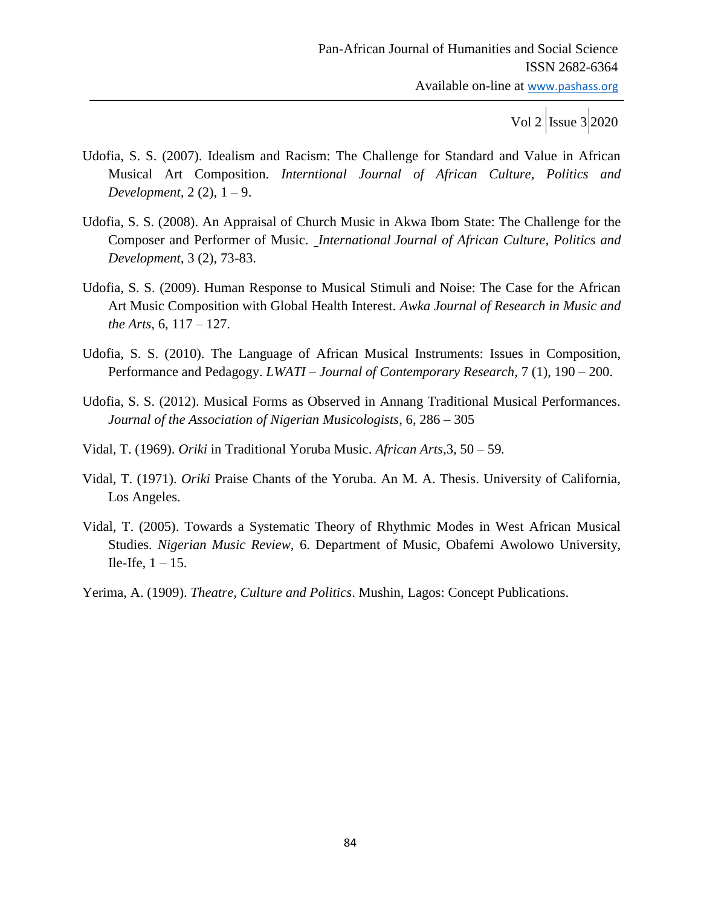Udofia, S. S. (2007). Idealism and Racism: The Challenge for Standard and Value in African Musical Art Composition. *Interntional Journal of African Culture, Politics and Development,* 2 (2), 1 – 9.

Udofia, S. S. (2008). An Appraisal of Church Music in Akwa Ibom State: The Challenge for the Composer and Performer of Music. *International Journal of African Culture, Politics and Development,* 3 (2), 73-83.

Udofia, S. S. (2009). Human Response to Musical Stimuli and Noise: The Case for the African Art Music Composition with Global Health Interest. *Awka Journal of Research in Music and the Arts,* 6, 117 – 127.

Udofia, S. S. (2010). The Language of African Musical Instruments: Issues in Composition, Performance and Pedagogy. *LWATI – Journal of Contemporary Research,* 7 (1), 190 – 200.

Udofia, S. S. (2012). Musical Forms as Observed in Annang Traditional Musical Performances. *Journal of the Association of Nigerian Musicologists*, 6, 286 – 305

Vidal, T. (1969). *Oriki* in Traditional Yoruba Music. *African Arts,*3, 50 – 59.

Vidal, T. (1971). *Oriki* Praise Chants of the Yoruba. An M. A. Thesis. University of California, Los Angeles.

Vidal, T. (2005). Towards a Systematic Theory of Rhythmic Modes in West African Musical Studies. *Nigerian Music Review,* 6. Department of Music, Obafemi Awolowo University, Ile-Ife, 1 – 15.

Yerima, A. (1909). *Theatre, Culture and Politics*. Mushin, Lagos: Concept Publications.